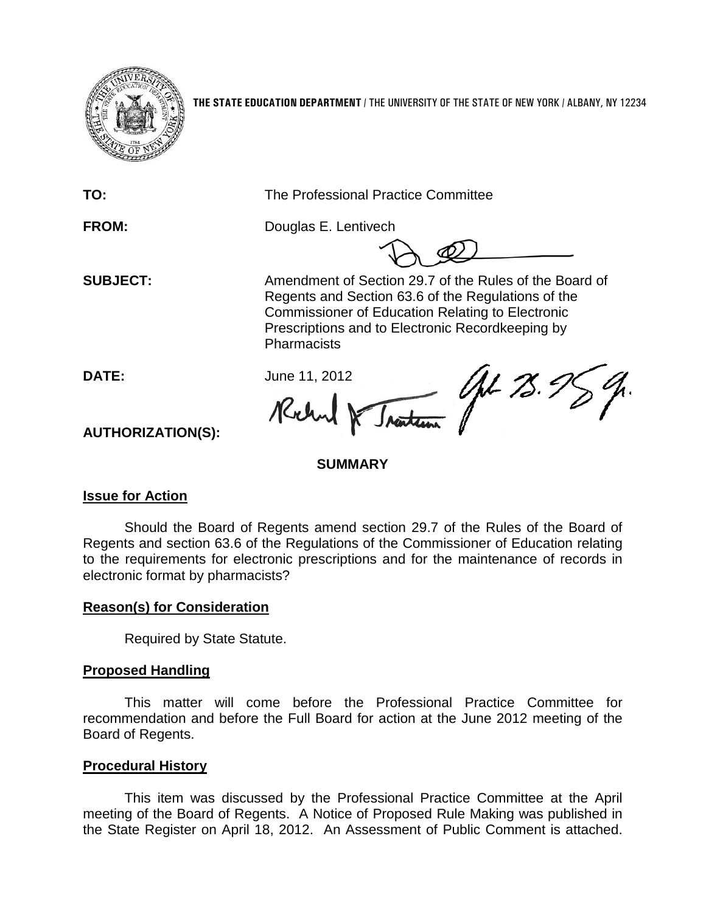**THE STATE EDUCATION DEPARTMENT** / THE UNIVERSITY OF THE STATE OF NEW YORK / ALBANY, NY 12234

**TO:** The Professional Practice Committee

**FROM:** Douglas E. Lentivech

**SUBJECT:** Amendment of Section 29.7 of the Rules of the Board of Regents and Section 63.6 of the Regulations of the Commissioner of Education Relating to Electronic Prescriptions and to Electronic Recordkeeping by Pharmacists

**DATE:** June 11, 2012

**AUTHORIZATION(S):**

## SUMMARY

### Issue for Action

Should the Board of Regents amend section 29.7 of the Rules of the Board of Regents and section 63.6 of the Regulations of the Commissioner of Education relating to the requirements for electronic prescriptions and for the maintenance of records in electronic format by pharmacists?

### Reason(s) for Consideration

Required by State Statute.

### Proposed Handling

This matter will come before the Professional Practice Committee for recommendation and before the Full Board for action at the June 2012 meeting of the Board of Regents.

### Procedural History

This item was discussed by the Professional Practice Committee at the April meeting of the Board of Regents. A Notice of Proposed Rule Making was published in the State Register on April 18, 2012. An Assessment of Public Comment is attached.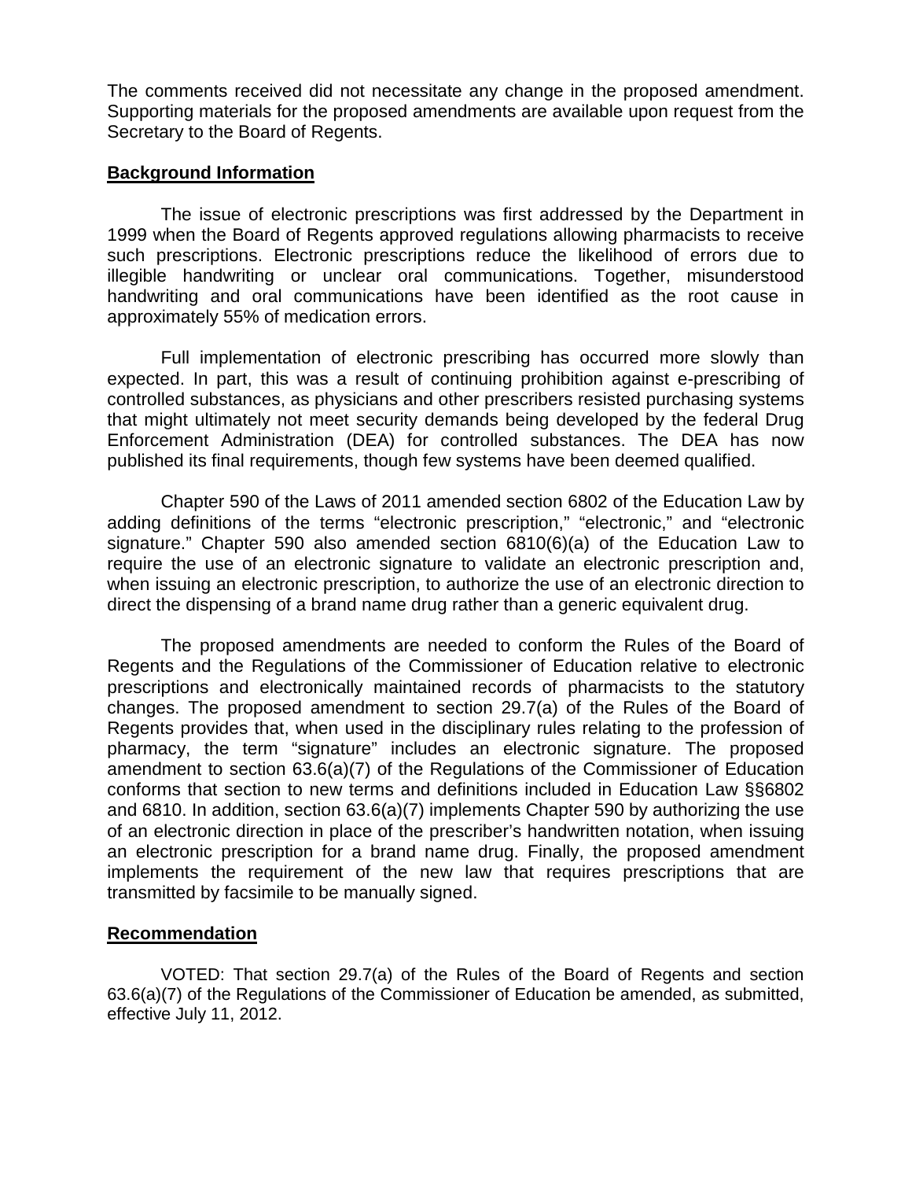The comments received did not necessitate any change in the proposed amendment. Supporting materials for the proposed amendments are available upon request from the Secretary to the Board of Regents.

**Background Information**

The issue of electronic prescriptions was first addressed by the Department in 1999 when the Board of Regents approved regulations allowing pharmacists to receive such prescriptions. Electronic prescriptions reduce the likelihood of errors due to illegible handwriting or unclear oral communications. Together, misunderstood handwriting and oral communications have been identified as the root cause in approximately 55% of medication errors.

Full implementation of electronic prescribing has occurred more slowly than expected. In part, this was a result of continuing prohibition against e-prescribing of controlled substances, as physicians and other prescribers resisted purchasing systems that might ultimately not meet security demands being developed by the federal Drug Enforcement Administration (DEA) for controlled substances. The DEA has now published its final requirements, though few systems have been deemed qualified.

Chapter 590 of the Laws of 2011 amended section 6802 of the Education Law by adding definitions of the terms "electronic prescription," "electronic," and "electronic signature." Chapter 590 also amended section 6810(6)(a) of the Education Law to require the use of an electronic signature to validate an electronic prescription and, when issuing an electronic prescription, to authorize the use of an electronic direction to direct the dispensing of a brand name drug rather than a generic equivalent drug.

The proposed amendments are needed to conform the Rules of the Board of Regents and the Regulations of the Commissioner of Education relative to electronic prescriptions and electronically maintained records of pharmacists to the statutory changes. The proposed amendment to section 29.7(a) of the Rules of the Board of Regents provides that, when used in the disciplinary rules relating to the profession of pharmacy, the term "signature" includes an electronic signature. The proposed amendment to section 63.6(a)(7) of the Regulations of the Commissioner of Education conforms that section to new terms and definitions included in Education Law §§6802 and 6810. In addition, section 63.6(a)(7) implements Chapter 590 by authorizing the use of an electronic direction in place of the prescriber's handwritten notation, when issuing an electronic prescription for a brand name drug. Finally, the proposed amendment implements the requirement of the new law that requires prescriptions that are transmitted by facsimile to be manually signed.

**Recommendation**

VOTED: That section 29.7(a) of the Rules of the Board of Regents and section 63.6(a)(7) of the Regulations of the Commissioner of Education be amended, as submitted, effective July 11, 2012.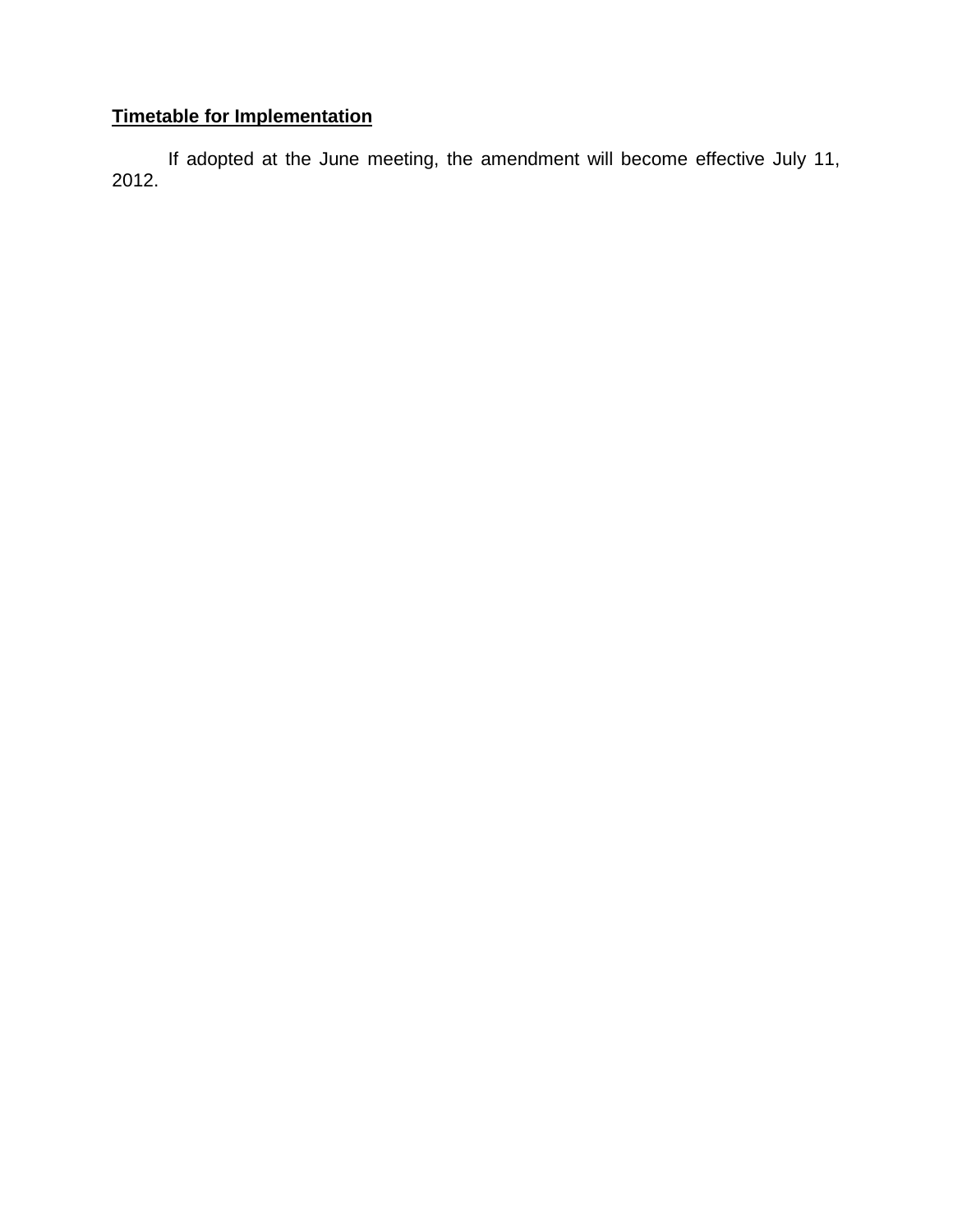**Timetable for Implementation**

If adopted at the June meeting, the amendment will become effective July 11, 2012.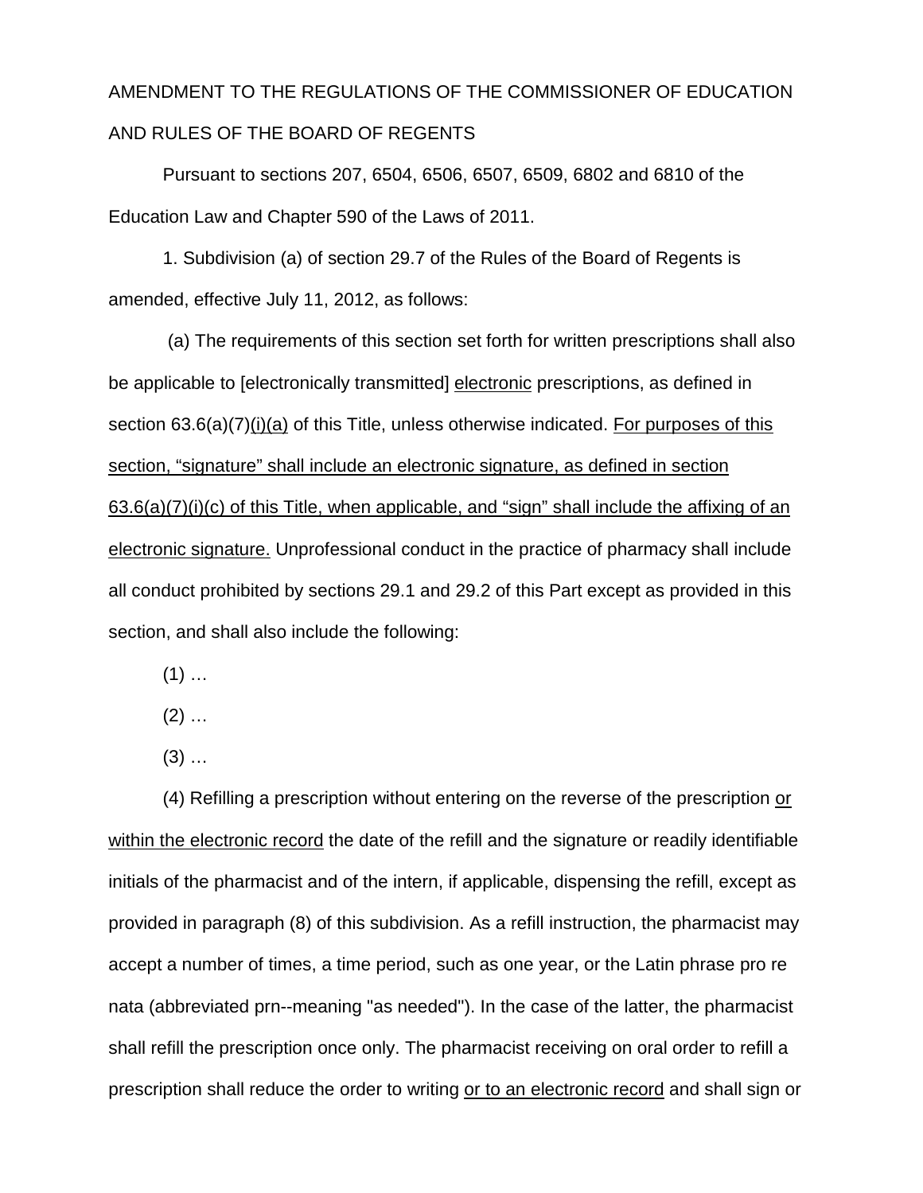AMENDMENT TO THE REGULATIONS OF THE COMMISSIONER OF EDUCATION AND RULES OF THE BOARD OF REGENTS

Pursuant to sections 207, 6504, 6506, 6507, 6509, 6802 and 6810 of the Education Law and Chapter 590 of the Laws of 2011.

1. Subdivision (a) of section 29.7 of the Rules of the Board of Regents is amended, effective July 11, 2012, as follows:

(a) The requirements of this section set forth for written prescriptions shall also be applicable to [electronically transmitted] <u>electronic</u> prescriptions, as defined in section 63.6(a)(7)<u>(i)(a)</u> of this Title, unless otherwise indicated. <u>For purposes of this section, "signature" shall include an electronic signature, as defined in section 63.6(a)(7)(i)(c) of this Title, when applicable, and "sign" shall include the affixing of an electronic signature.</u> Unprofessional conduct in the practice of pharmacy shall include all conduct prohibited by sections 29.1 and 29.2 of this Part except as provided in this section, and shall also include the following:

(1) …

(2) …

(3) …

(4) Refilling a prescription without entering on the reverse of the prescription <u>or within the electronic record</u> the date of the refill and the signature or readily identifiable initials of the pharmacist and of the intern, if applicable, dispensing the refill, except as provided in paragraph (8) of this subdivision. As a refill instruction, the pharmacist may accept a number of times, a time period, such as one year, or the Latin phrase pro re nata (abbreviated prn--meaning "as needed"). In the case of the latter, the pharmacist shall refill the prescription once only. The pharmacist receiving on oral order to refill a prescription shall reduce the order to writing <u>or to an electronic record</u> and shall sign or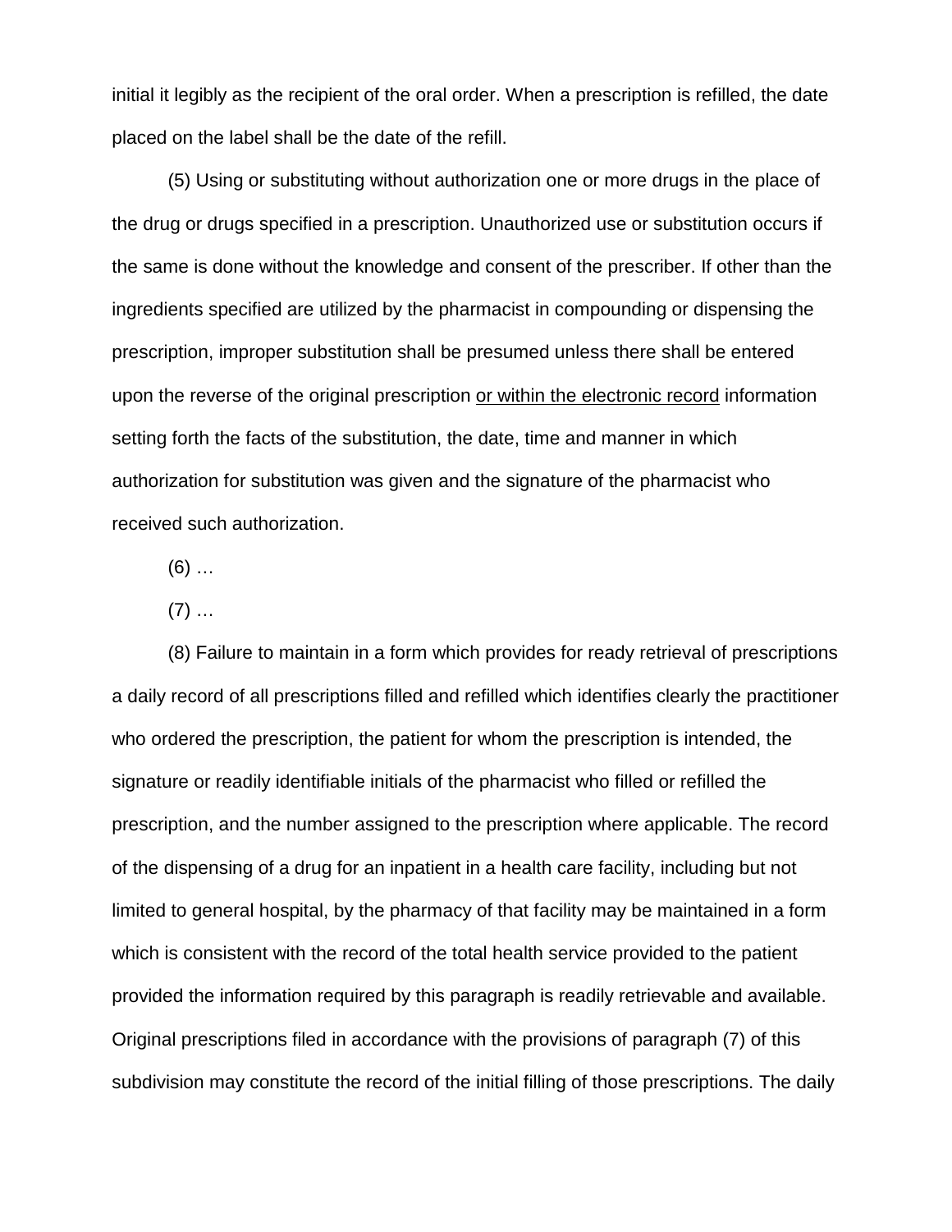initial it legibly as the recipient of the oral order. When a prescription is refilled, the date placed on the label shall be the date of the refill.

(5) Using or substituting without authorization one or more drugs in the place of the drug or drugs specified in a prescription. Unauthorized use or substitution occurs if the same is done without the knowledge and consent of the prescriber. If other than the ingredients specified are utilized by the pharmacist in compounding or dispensing the prescription, improper substitution shall be presumed unless there shall be entered upon the reverse of the original prescription <u>or within the electronic record</u> information setting forth the facts of the substitution, the date, time and manner in which authorization for substitution was given and the signature of the pharmacist who received such authorization.

(6) …

(7) …

(8) Failure to maintain in a form which provides for ready retrieval of prescriptions a daily record of all prescriptions filled and refilled which identifies clearly the practitioner who ordered the prescription, the patient for whom the prescription is intended, the signature or readily identifiable initials of the pharmacist who filled or refilled the prescription, and the number assigned to the prescription where applicable. The record of the dispensing of a drug for an inpatient in a health care facility, including but not limited to general hospital, by the pharmacy of that facility may be maintained in a form which is consistent with the record of the total health service provided to the patient provided the information required by this paragraph is readily retrievable and available. Original prescriptions filed in accordance with the provisions of paragraph (7) of this subdivision may constitute the record of the initial filling of those prescriptions. The daily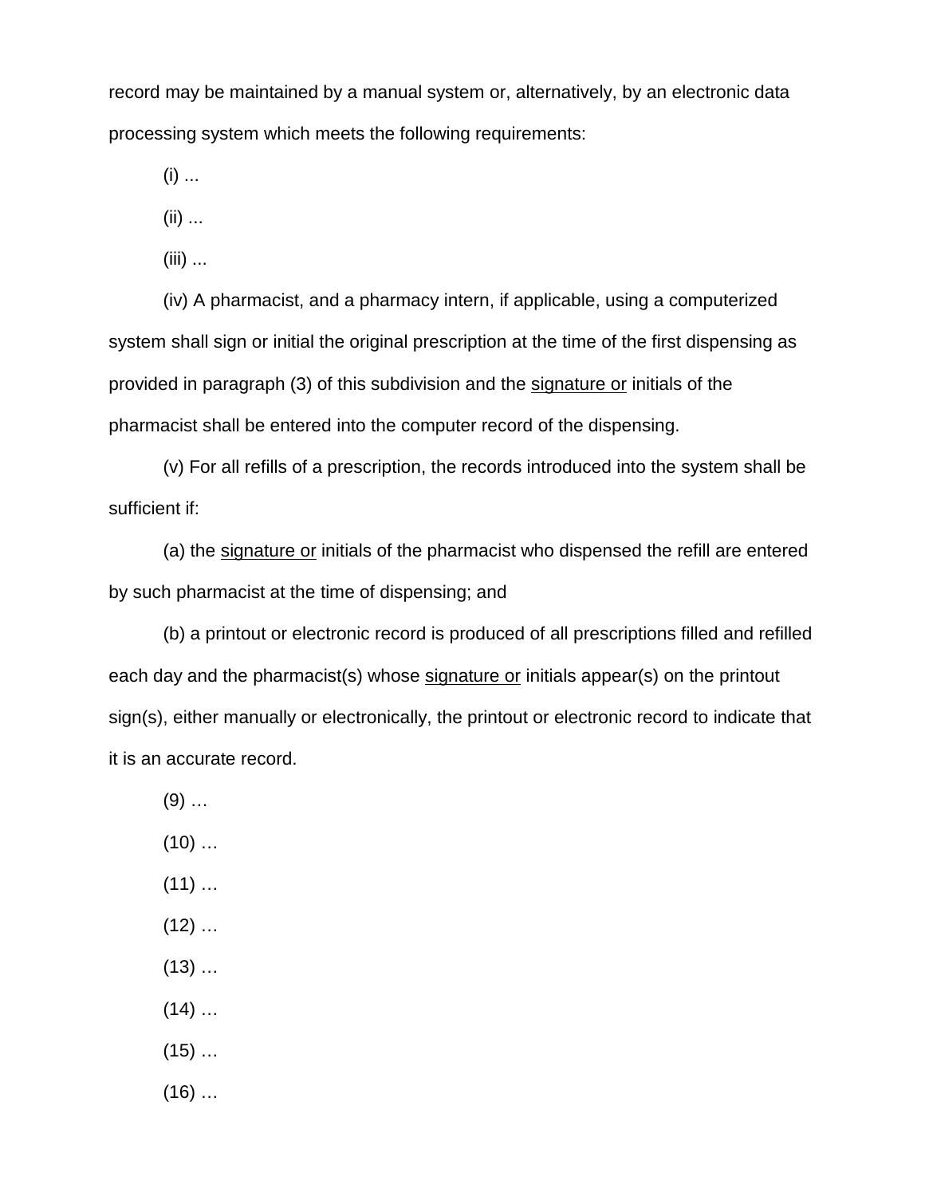record may be maintained by a manual system or, alternatively, by an electronic data processing system which meets the following requirements:

(i) ...

(ii) ...

(iii) ...

(iv) A pharmacist, and a pharmacy intern, if applicable, using a computerized system shall sign or initial the original prescription at the time of the first dispensing as provided in paragraph (3) of this subdivision and the <u>signature or</u> initials of the pharmacist shall be entered into the computer record of the dispensing.

(v) For all refills of a prescription, the records introduced into the system shall be sufficient if:

(a) the <u>signature or</u> initials of the pharmacist who dispensed the refill are entered by such pharmacist at the time of dispensing; and

(b) a printout or electronic record is produced of all prescriptions filled and refilled each day and the pharmacist(s) whose <u>signature or</u> initials appear(s) on the printout sign(s), either manually or electronically, the printout or electronic record to indicate that it is an accurate record.

(9) …

(10) …

(11) …

(12) …

(13) …

(14) …

(15) …

(16) …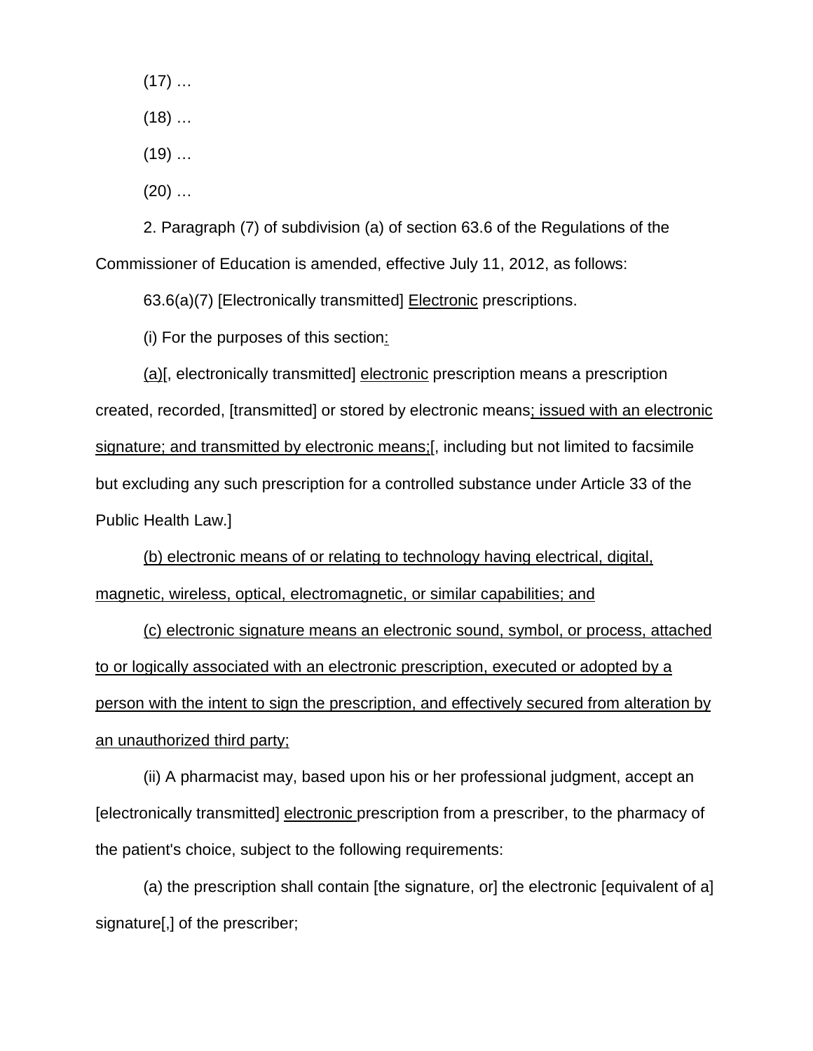(17) …

(18) …

(19) …

(20) …

2. Paragraph (7) of subdivision (a) of section 63.6 of the Regulations of the Commissioner of Education is amended, effective July 11, 2012, as follows:

63.6(a)(7) [Electronically transmitted] <u>Electronic</u> prescriptions.

(i) For the purposes of this section<u>:</u>

<u>(a)</u>[, electronically transmitted] <u>electronic</u> prescription means a prescription created, recorded, [transmitted] or stored by electronic means<u>; issued with an electronic signature; and transmitted by electronic means;</u>[, including but not limited to facsimile but excluding any such prescription for a controlled substance under Article 33 of the Public Health Law.]

<u>(b) electronic means of or relating to technology having electrical, digital, magnetic, wireless, optical, electromagnetic, or similar capabilities; and</u>

<u>(c) electronic signature means an electronic sound, symbol, or process, attached to or logically associated with an electronic prescription, executed or adopted by a person with the intent to sign the prescription, and effectively secured from alteration by an unauthorized third party;</u>

(ii) A pharmacist may, based upon his or her professional judgment, accept an [electronically transmitted] <u>electronic</u> prescription from a prescriber, to the pharmacy of the patient's choice, subject to the following requirements:

(a) the prescription shall contain [the signature, or] the electronic [equivalent of a] signature[,] of the prescriber;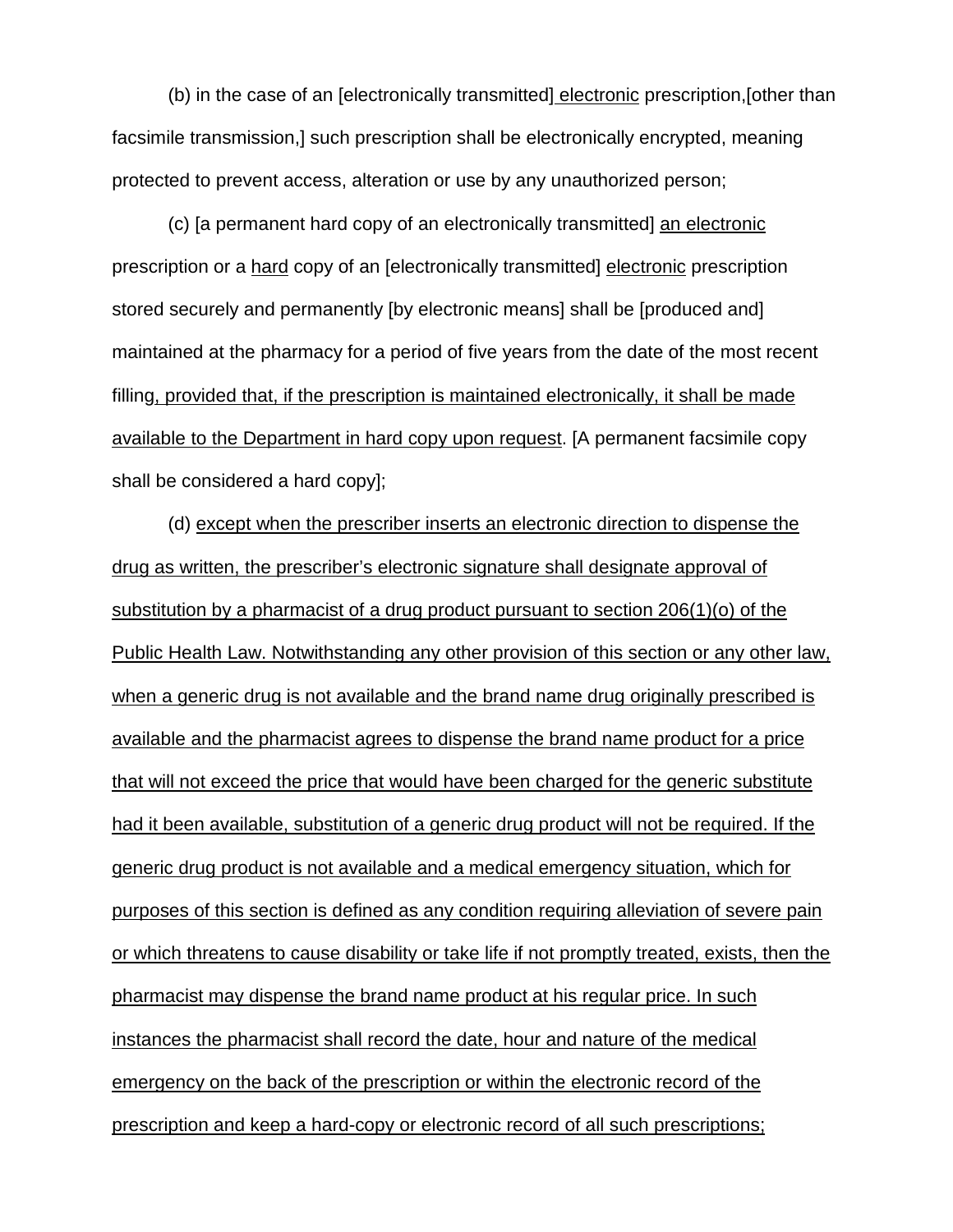(b) in the case of an [electronically transmitted] electronic prescription,[other than facsimile transmission,] such prescription shall be electronically encrypted, meaning protected to prevent access, alteration or use by any unauthorized person;

(c) [a permanent hard copy of an electronically transmitted] an electronic prescription or a hard copy of an [electronically transmitted] electronic prescription stored securely and permanently [by electronic means] shall be [produced and] maintained at the pharmacy for a period of five years from the date of the most recent filling, provided that, if the prescription is maintained electronically, it shall be made available to the Department in hard copy upon request. [A permanent facsimile copy shall be considered a hard copy];

(d) except when the prescriber inserts an electronic direction to dispense the drug as written, the prescriber's electronic signature shall designate approval of substitution by a pharmacist of a drug product pursuant to section 206(1)(o) of the Public Health Law. Notwithstanding any other provision of this section or any other law, when a generic drug is not available and the brand name drug originally prescribed is available and the pharmacist agrees to dispense the brand name product for a price that will not exceed the price that would have been charged for the generic substitute had it been available, substitution of a generic drug product will not be required. If the generic drug product is not available and a medical emergency situation, which for purposes of this section is defined as any condition requiring alleviation of severe pain or which threatens to cause disability or take life if not promptly treated, exists, then the pharmacist may dispense the brand name product at his regular price. In such instances the pharmacist shall record the date, hour and nature of the medical emergency on the back of the prescription or within the electronic record of the prescription and keep a hard-copy or electronic record of all such prescriptions;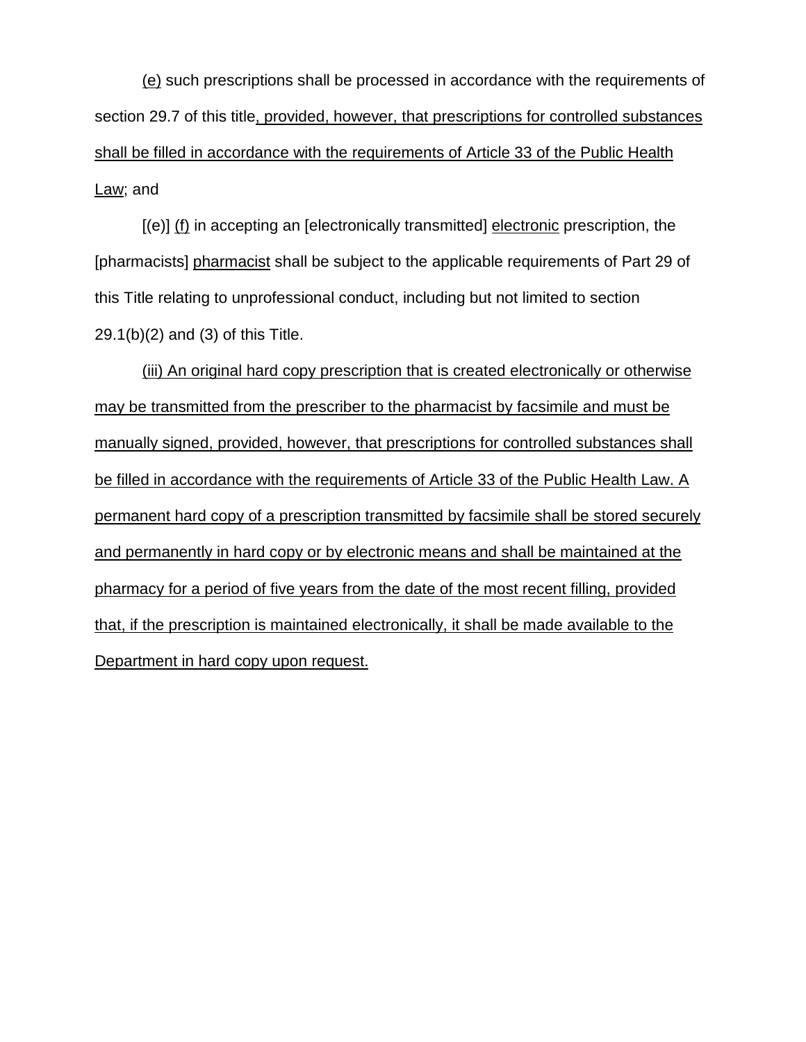(e) such prescriptions shall be processed in accordance with the requirements of section 29.7 of this title, provided, however, that prescriptions for controlled substances shall be filled in accordance with the requirements of Article 33 of the Public Health Law; and

[(e)] (f) in accepting an [electronically transmitted] electronic prescription, the [pharmacists] pharmacist shall be subject to the applicable requirements of Part 29 of this Title relating to unprofessional conduct, including but not limited to section 29.1(b)(2) and (3) of this Title.

(iii) An original hard copy prescription that is created electronically or otherwise may be transmitted from the prescriber to the pharmacist by facsimile and must be manually signed, provided, however, that prescriptions for controlled substances shall be filled in accordance with the requirements of Article 33 of the Public Health Law. A permanent hard copy of a prescription transmitted by facsimile shall be stored securely and permanently in hard copy or by electronic means and shall be maintained at the pharmacy for a period of five years from the date of the most recent filling, provided that, if the prescription is maintained electronically, it shall be made available to the Department in hard copy upon request.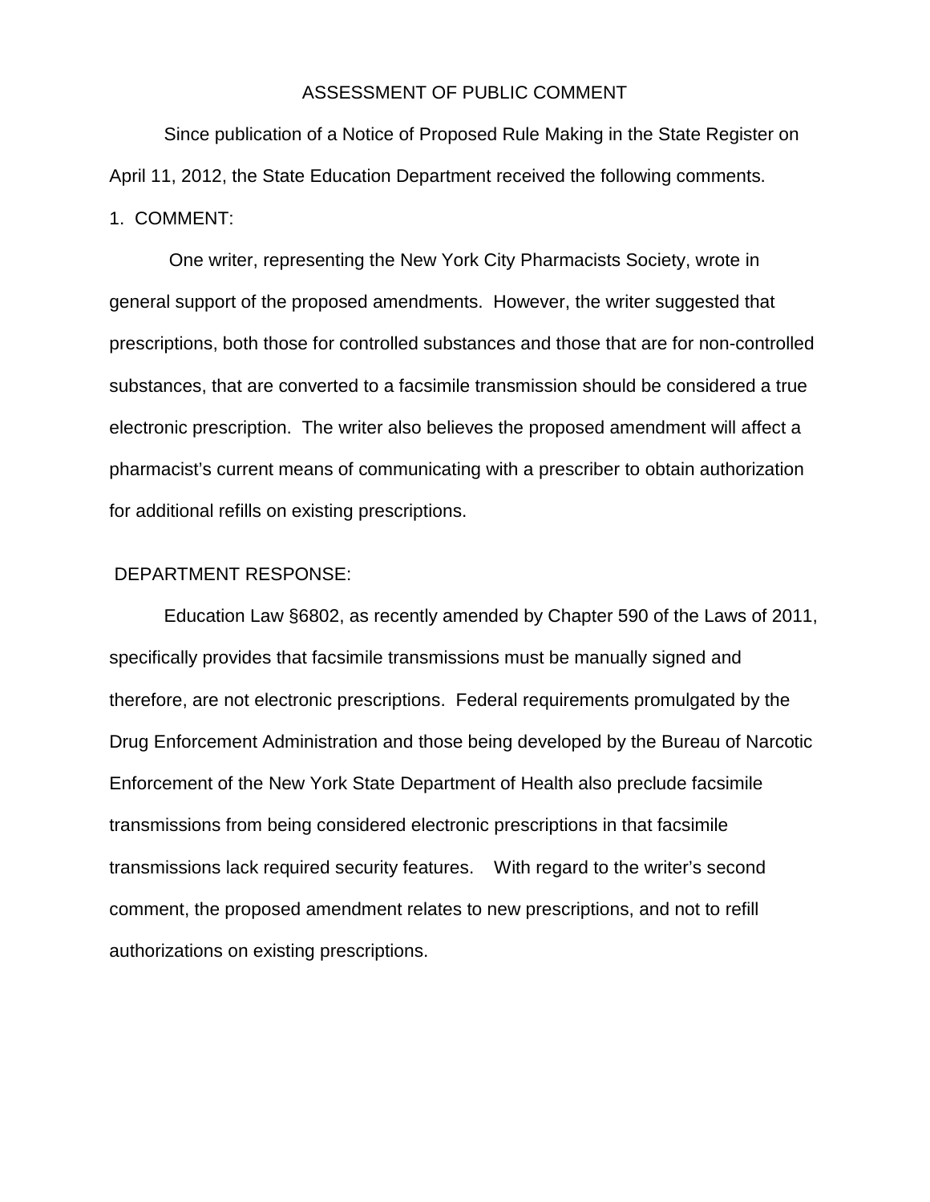# ASSESSMENT OF PUBLIC COMMENT

Since publication of a Notice of Proposed Rule Making in the State Register on April 11, 2012, the State Education Department received the following comments.

1. COMMENT:

One writer, representing the New York City Pharmacists Society, wrote in general support of the proposed amendments. However, the writer suggested that prescriptions, both those for controlled substances and those that are for non-controlled substances, that are converted to a facsimile transmission should be considered a true electronic prescription. The writer also believes the proposed amendment will affect a pharmacist's current means of communicating with a prescriber to obtain authorization for additional refills on existing prescriptions.

DEPARTMENT RESPONSE:

Education Law §6802, as recently amended by Chapter 590 of the Laws of 2011, specifically provides that facsimile transmissions must be manually signed and therefore, are not electronic prescriptions. Federal requirements promulgated by the Drug Enforcement Administration and those being developed by the Bureau of Narcotic Enforcement of the New York State Department of Health also preclude facsimile transmissions from being considered electronic prescriptions in that facsimile transmissions lack required security features. With regard to the writer's second comment, the proposed amendment relates to new prescriptions, and not to refill authorizations on existing prescriptions.